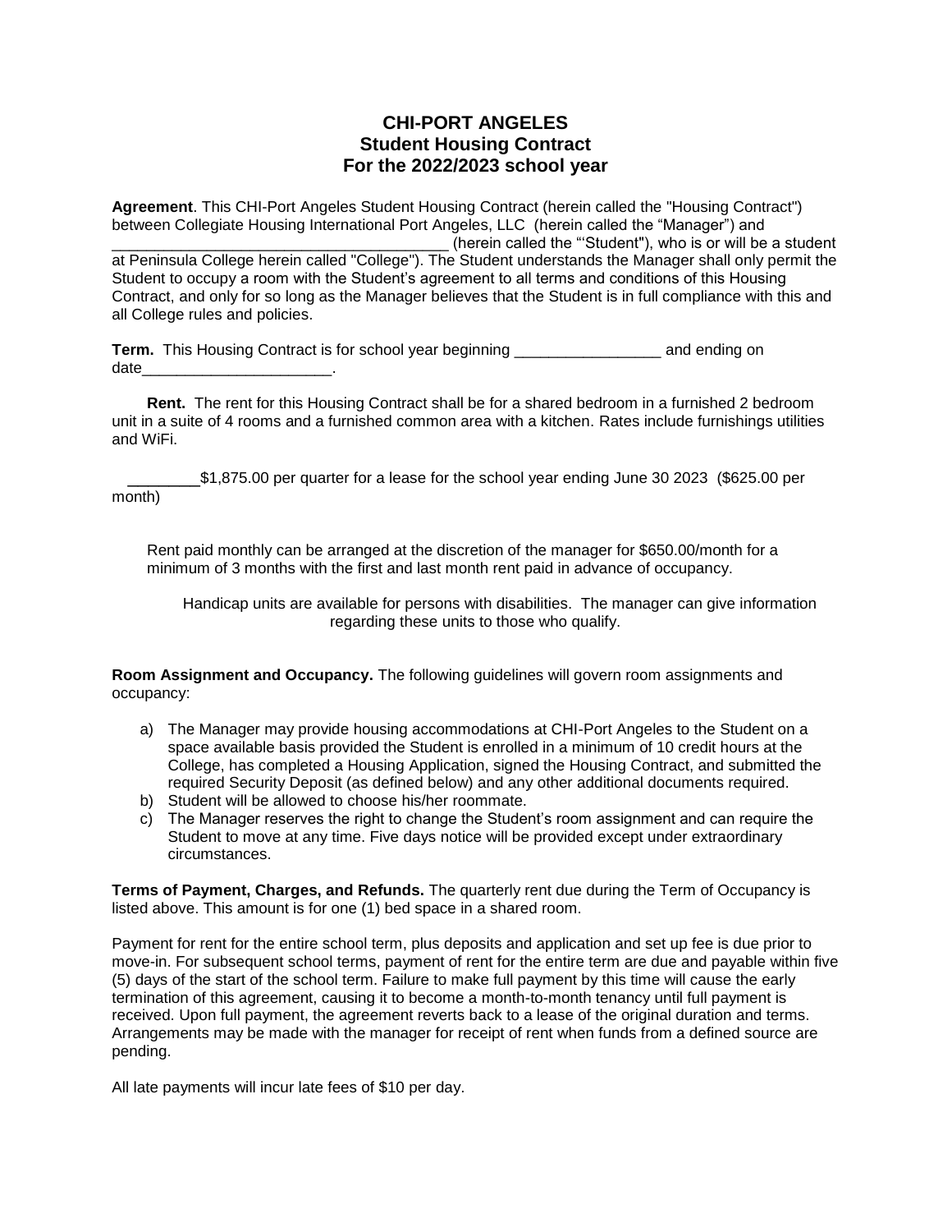# CHI-PORT ANGELES
## Student Housing Contract
## For the 2022/2023 school year

**Agreement**. This CHI-Port Angeles Student Housing Contract (herein called the "Housing Contract") between Collegiate Housing International Port Angeles, LLC (herein called the "Manager") and ______________________________________ (herein called the "'Student"), who is or will be a student at Peninsula College herein called "College"). The Student understands the Manager shall only permit the Student to occupy a room with the Student's agreement to all terms and conditions of this Housing Contract, and only for so long as the Manager believes that the Student is in full compliance with this and all College rules and policies.

**Term.** This Housing Contract is for school year beginning _________________ and ending on date______________________.

**Rent.** The rent for this Housing Contract shall be for a shared bedroom in a furnished 2 bedroom unit in a suite of 4 rooms and a furnished common area with a kitchen. Rates include furnishings utilities and WiFi.

________$1,875.00 per quarter for a lease for the school year ending June 30 2023 ($625.00 per month)

Rent paid monthly can be arranged at the discretion of the manager for $650.00/month for a minimum of 3 months with the first and last month rent paid in advance of occupancy.

Handicap units are available for persons with disabilities. The manager can give information regarding these units to those who qualify.

**Room Assignment and Occupancy.** The following guidelines will govern room assignments and occupancy:

a) The Manager may provide housing accommodations at CHI-Port Angeles to the Student on a space available basis provided the Student is enrolled in a minimum of 10 credit hours at the College, has completed a Housing Application, signed the Housing Contract, and submitted the required Security Deposit (as defined below) and any other additional documents required.
b) Student will be allowed to choose his/her roommate.
c) The Manager reserves the right to change the Student's room assignment and can require the Student to move at any time. Five days notice will be provided except under extraordinary circumstances.

**Terms of Payment, Charges, and Refunds.** The quarterly rent due during the Term of Occupancy is listed above. This amount is for one (1) bed space in a shared room.

Payment for rent for the entire school term, plus deposits and application and set up fee is due prior to move-in. For subsequent school terms, payment of rent for the entire term are due and payable within five (5) days of the start of the school term. Failure to make full payment by this time will cause the early termination of this agreement, causing it to become a month-to-month tenancy until full payment is received. Upon full payment, the agreement reverts back to a lease of the original duration and terms. Arrangements may be made with the manager for receipt of rent when funds from a defined source are pending.

All late payments will incur late fees of $10 per day.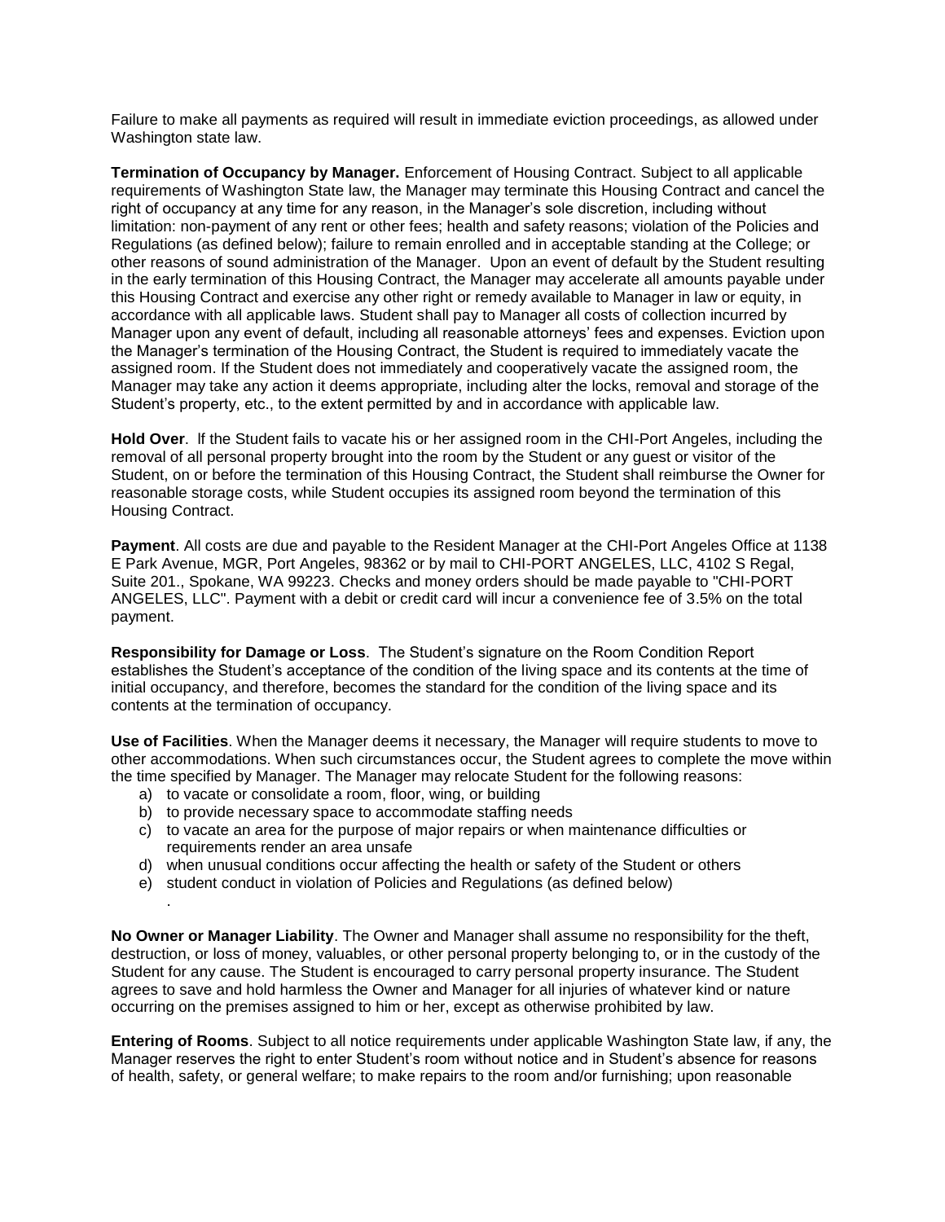Failure to make all payments as required will result in immediate eviction proceedings, as allowed under Washington state law.

**Termination of Occupancy by Manager.** Enforcement of Housing Contract. Subject to all applicable requirements of Washington State law, the Manager may terminate this Housing Contract and cancel the right of occupancy at any time for any reason, in the Manager's sole discretion, including without limitation: non-payment of any rent or other fees; health and safety reasons; violation of the Policies and Regulations (as defined below); failure to remain enrolled and in acceptable standing at the College; or other reasons of sound administration of the Manager. Upon an event of default by the Student resulting in the early termination of this Housing Contract, the Manager may accelerate all amounts payable under this Housing Contract and exercise any other right or remedy available to Manager in law or equity, in accordance with all applicable laws. Student shall pay to Manager all costs of collection incurred by Manager upon any event of default, including all reasonable attorneys' fees and expenses. Eviction upon the Manager's termination of the Housing Contract, the Student is required to immediately vacate the assigned room. If the Student does not immediately and cooperatively vacate the assigned room, the Manager may take any action it deems appropriate, including alter the locks, removal and storage of the Student's property, etc., to the extent permitted by and in accordance with applicable law.

**Hold Over**. If the Student fails to vacate his or her assigned room in the CHI-Port Angeles, including the removal of all personal property brought into the room by the Student or any guest or visitor of the Student, on or before the termination of this Housing Contract, the Student shall reimburse the Owner for reasonable storage costs, while Student occupies its assigned room beyond the termination of this Housing Contract.

**Payment**. All costs are due and payable to the Resident Manager at the CHI-Port Angeles Office at 1138 E Park Avenue, MGR, Port Angeles, 98362 or by mail to CHI-PORT ANGELES, LLC, 4102 S Regal, Suite 201., Spokane, WA 99223. Checks and money orders should be made payable to "CHI-PORT ANGELES, LLC". Payment with a debit or credit card will incur a convenience fee of 3.5% on the total payment.

**Responsibility for Damage or Loss**. The Student's signature on the Room Condition Report establishes the Student's acceptance of the condition of the living space and its contents at the time of initial occupancy, and therefore, becomes the standard for the condition of the living space and its contents at the termination of occupancy.

**Use of Facilities**. When the Manager deems it necessary, the Manager will require students to move to other accommodations. When such circumstances occur, the Student agrees to complete the move within the time specified by Manager. The Manager may relocate Student for the following reasons:

a) to vacate or consolidate a room, floor, wing, or building
b) to provide necessary space to accommodate staffing needs
c) to vacate an area for the purpose of major repairs or when maintenance difficulties or requirements render an area unsafe
d) when unusual conditions occur affecting the health or safety of the Student or others
e) student conduct in violation of Policies and Regulations (as defined below)

**No Owner or Manager Liability**. The Owner and Manager shall assume no responsibility for the theft, destruction, or loss of money, valuables, or other personal property belonging to, or in the custody of the Student for any cause. The Student is encouraged to carry personal property insurance. The Student agrees to save and hold harmless the Owner and Manager for all injuries of whatever kind or nature occurring on the premises assigned to him or her, except as otherwise prohibited by law.

**Entering of Rooms**. Subject to all notice requirements under applicable Washington State law, if any, the Manager reserves the right to enter Student's room without notice and in Student's absence for reasons of health, safety, or general welfare; to make repairs to the room and/or furnishing; upon reasonable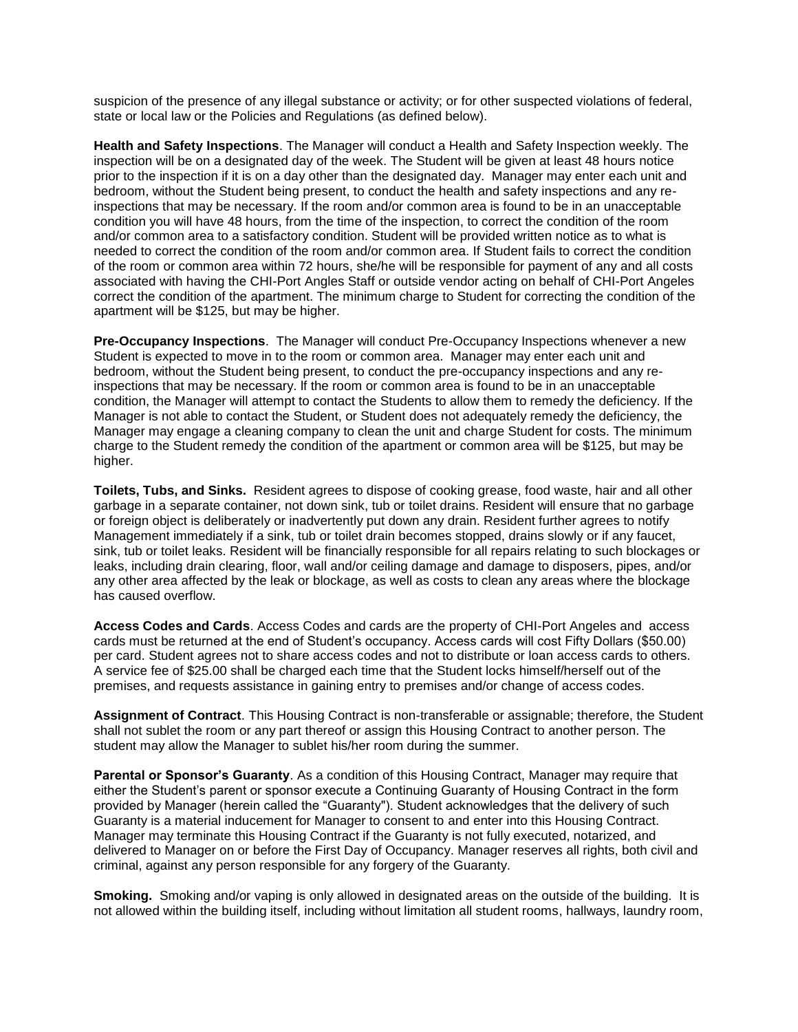suspicion of the presence of any illegal substance or activity; or for other suspected violations of federal, state or local law or the Policies and Regulations (as defined below).

**Health and Safety Inspections**. The Manager will conduct a Health and Safety Inspection weekly. The inspection will be on a designated day of the week. The Student will be given at least 48 hours notice prior to the inspection if it is on a day other than the designated day. Manager may enter each unit and bedroom, without the Student being present, to conduct the health and safety inspections and any re-inspections that may be necessary. If the room and/or common area is found to be in an unacceptable condition you will have 48 hours, from the time of the inspection, to correct the condition of the room and/or common area to a satisfactory condition. Student will be provided written notice as to what is needed to correct the condition of the room and/or common area. If Student fails to correct the condition of the room or common area within 72 hours, she/he will be responsible for payment of any and all costs associated with having the CHI-Port Angles Staff or outside vendor acting on behalf of CHI-Port Angeles correct the condition of the apartment. The minimum charge to Student for correcting the condition of the apartment will be $125, but may be higher.

**Pre-Occupancy Inspections**. The Manager will conduct Pre-Occupancy Inspections whenever a new Student is expected to move in to the room or common area. Manager may enter each unit and bedroom, without the Student being present, to conduct the pre-occupancy inspections and any re-inspections that may be necessary. If the room or common area is found to be in an unacceptable condition, the Manager will attempt to contact the Students to allow them to remedy the deficiency. If the Manager is not able to contact the Student, or Student does not adequately remedy the deficiency, the Manager may engage a cleaning company to clean the unit and charge Student for costs. The minimum charge to the Student remedy the condition of the apartment or common area will be $125, but may be higher.

**Toilets, Tubs, and Sinks.** Resident agrees to dispose of cooking grease, food waste, hair and all other garbage in a separate container, not down sink, tub or toilet drains. Resident will ensure that no garbage or foreign object is deliberately or inadvertently put down any drain. Resident further agrees to notify Management immediately if a sink, tub or toilet drain becomes stopped, drains slowly or if any faucet, sink, tub or toilet leaks. Resident will be financially responsible for all repairs relating to such blockages or leaks, including drain clearing, floor, wall and/or ceiling damage and damage to disposers, pipes, and/or any other area affected by the leak or blockage, as well as costs to clean any areas where the blockage has caused overflow.

**Access Codes and Cards**. Access Codes and cards are the property of CHI-Port Angeles and access cards must be returned at the end of Student's occupancy. Access cards will cost Fifty Dollars ($50.00) per card. Student agrees not to share access codes and not to distribute or loan access cards to others. A service fee of $25.00 shall be charged each time that the Student locks himself/herself out of the premises, and requests assistance in gaining entry to premises and/or change of access codes.

**Assignment of Contract**. This Housing Contract is non-transferable or assignable; therefore, the Student shall not sublet the room or any part thereof or assign this Housing Contract to another person. The student may allow the Manager to sublet his/her room during the summer.

**Parental or Sponsor's Guaranty**. As a condition of this Housing Contract, Manager may require that either the Student's parent or sponsor execute a Continuing Guaranty of Housing Contract in the form provided by Manager (herein called the "Guaranty"). Student acknowledges that the delivery of such Guaranty is a material inducement for Manager to consent to and enter into this Housing Contract. Manager may terminate this Housing Contract if the Guaranty is not fully executed, notarized, and delivered to Manager on or before the First Day of Occupancy. Manager reserves all rights, both civil and criminal, against any person responsible for any forgery of the Guaranty.

**Smoking.** Smoking and/or vaping is only allowed in designated areas on the outside of the building. It is not allowed within the building itself, including without limitation all student rooms, hallways, laundry room,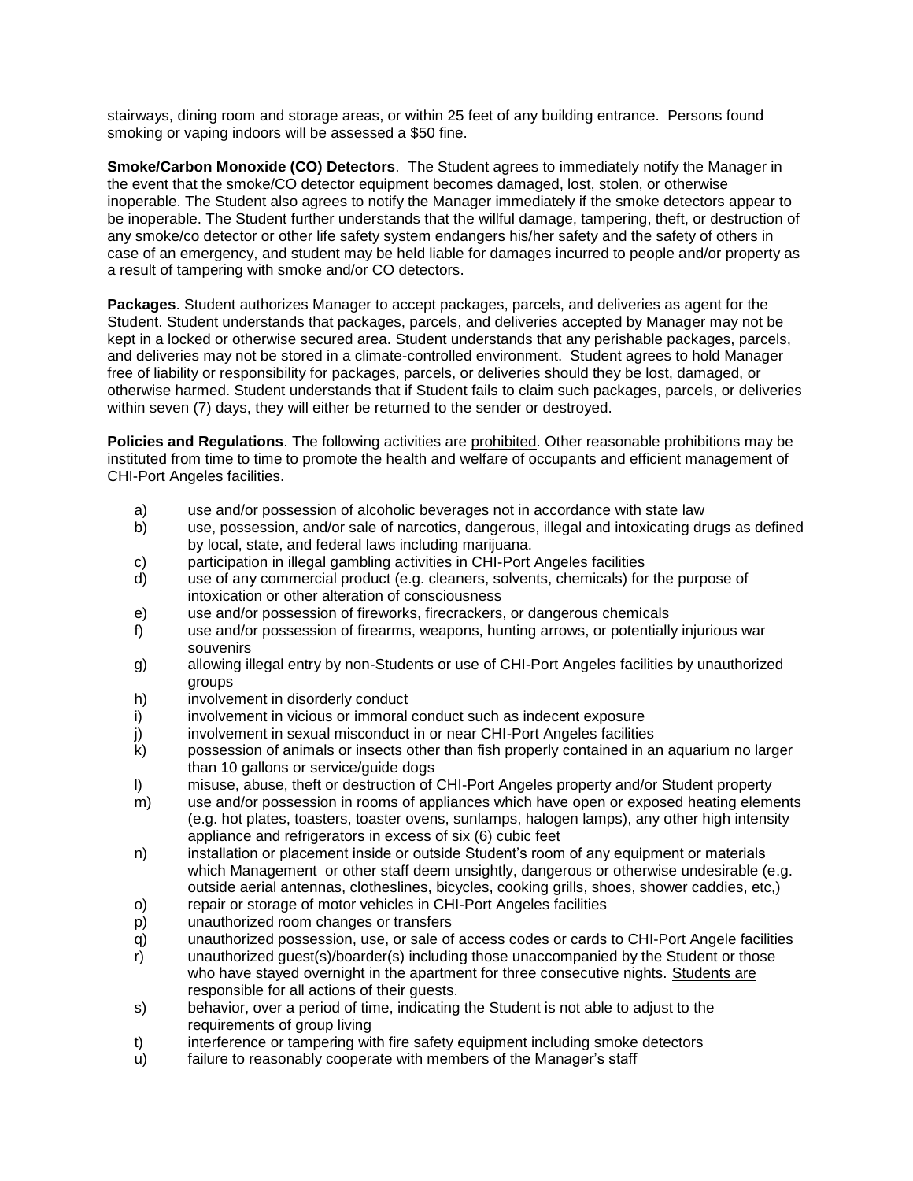stairways, dining room and storage areas, or within 25 feet of any building entrance. Persons found smoking or vaping indoors will be assessed a $50 fine.

**Smoke/Carbon Monoxide (CO) Detectors**. The Student agrees to immediately notify the Manager in the event that the smoke/CO detector equipment becomes damaged, lost, stolen, or otherwise inoperable. The Student also agrees to notify the Manager immediately if the smoke detectors appear to be inoperable. The Student further understands that the willful damage, tampering, theft, or destruction of any smoke/co detector or other life safety system endangers his/her safety and the safety of others in case of an emergency, and student may be held liable for damages incurred to people and/or property as a result of tampering with smoke and/or CO detectors.

**Packages**. Student authorizes Manager to accept packages, parcels, and deliveries as agent for the Student. Student understands that packages, parcels, and deliveries accepted by Manager may not be kept in a locked or otherwise secured area. Student understands that any perishable packages, parcels, and deliveries may not be stored in a climate-controlled environment. Student agrees to hold Manager free of liability or responsibility for packages, parcels, or deliveries should they be lost, damaged, or otherwise harmed. Student understands that if Student fails to claim such packages, parcels, or deliveries within seven (7) days, they will either be returned to the sender or destroyed.

**Policies and Regulations**. The following activities are <u>prohibited</u>. Other reasonable prohibitions may be instituted from time to time to promote the health and welfare of occupants and efficient management of CHI-Port Angeles facilities.

a) use and/or possession of alcoholic beverages not in accordance with state law
b) use, possession, and/or sale of narcotics, dangerous, illegal and intoxicating drugs as defined by local, state, and federal laws including marijuana.
c) participation in illegal gambling activities in CHI-Port Angeles facilities
d) use of any commercial product (e.g. cleaners, solvents, chemicals) for the purpose of intoxication or other alteration of consciousness
e) use and/or possession of fireworks, firecrackers, or dangerous chemicals
f) use and/or possession of firearms, weapons, hunting arrows, or potentially injurious war souvenirs
g) allowing illegal entry by non-Students or use of CHI-Port Angeles facilities by unauthorized groups
h) involvement in disorderly conduct
i) involvement in vicious or immoral conduct such as indecent exposure
j) involvement in sexual misconduct in or near CHI-Port Angeles facilities
k) possession of animals or insects other than fish properly contained in an aquarium no larger than 10 gallons or service/guide dogs
l) misuse, abuse, theft or destruction of CHI-Port Angeles property and/or Student property
m) use and/or possession in rooms of appliances which have open or exposed heating elements (e.g. hot plates, toasters, toaster ovens, sunlamps, halogen lamps), any other high intensity appliance and refrigerators in excess of six (6) cubic feet
n) installation or placement inside or outside Student's room of any equipment or materials which Management or other staff deem unsightly, dangerous or otherwise undesirable (e.g. outside aerial antennas, clotheslines, bicycles, cooking grills, shoes, shower caddies, etc,)
o) repair or storage of motor vehicles in CHI-Port Angeles facilities
p) unauthorized room changes or transfers
q) unauthorized possession, use, or sale of access codes or cards to CHI-Port Angele facilities
r) unauthorized guest(s)/boarder(s) including those unaccompanied by the Student or those who have stayed overnight in the apartment for three consecutive nights. <u>Students are responsible for all actions of their guests</u>.
s) behavior, over a period of time, indicating the Student is not able to adjust to the requirements of group living
t) interference or tampering with fire safety equipment including smoke detectors
u) failure to reasonably cooperate with members of the Manager's staff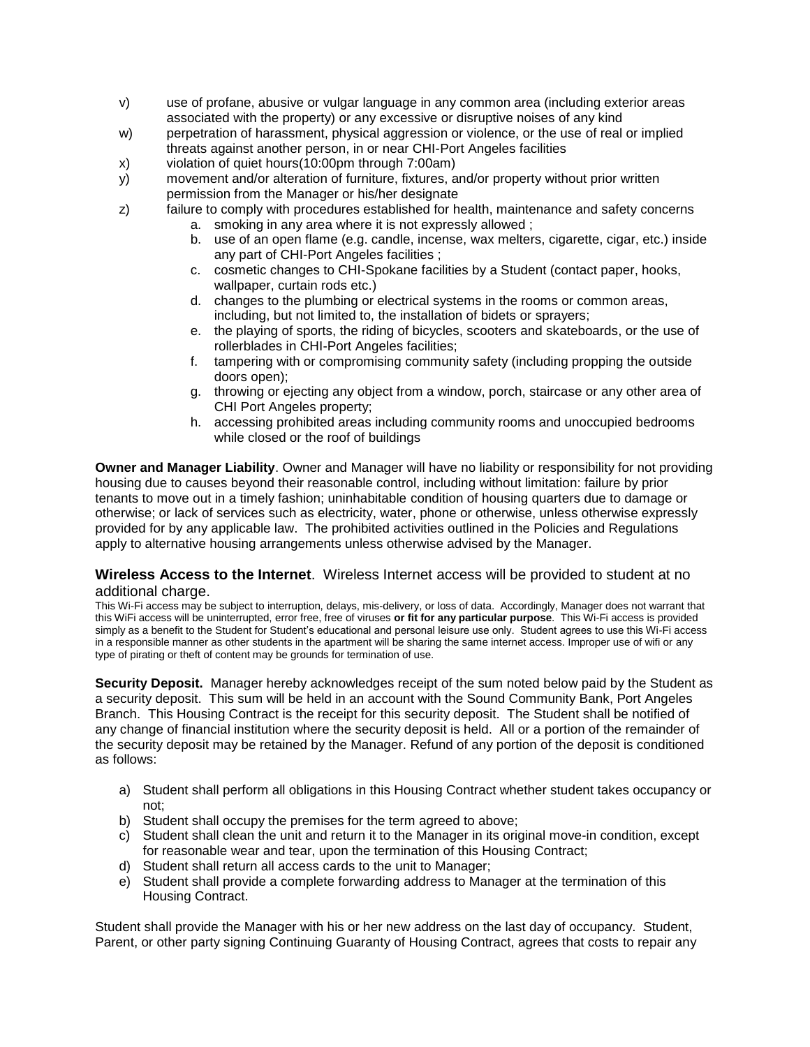v) use of profane, abusive or vulgar language in any common area (including exterior areas associated with the property) or any excessive or disruptive noises of any kind

w) perpetration of harassment, physical aggression or violence, or the use of real or implied threats against another person, in or near CHI-Port Angeles facilities

x) violation of quiet hours(10:00pm through 7:00am)

y) movement and/or alteration of furniture, fixtures, and/or property without prior written permission from the Manager or his/her designate

z) failure to comply with procedures established for health, maintenance and safety concerns

   a. smoking in any area where it is not expressly allowed ;
   b. use of an open flame (e.g. candle, incense, wax melters, cigarette, cigar, etc.) inside any part of CHI-Port Angeles facilities ;
   c. cosmetic changes to CHI-Spokane facilities by a Student (contact paper, hooks, wallpaper, curtain rods etc.)
   d. changes to the plumbing or electrical systems in the rooms or common areas, including, but not limited to, the installation of bidets or sprayers;
   e. the playing of sports, the riding of bicycles, scooters and skateboards, or the use of rollerblades in CHI-Port Angeles facilities;
   f. tampering with or compromising community safety (including propping the outside doors open);
   g. throwing or ejecting any object from a window, porch, staircase or any other area of CHI Port Angeles property;
   h. accessing prohibited areas including community rooms and unoccupied bedrooms while closed or the roof of buildings

**Owner and Manager Liability**. Owner and Manager will have no liability or responsibility for not providing housing due to causes beyond their reasonable control, including without limitation: failure by prior tenants to move out in a timely fashion; uninhabitable condition of housing quarters due to damage or otherwise; or lack of services such as electricity, water, phone or otherwise, unless otherwise expressly provided for by any applicable law. The prohibited activities outlined in the Policies and Regulations apply to alternative housing arrangements unless otherwise advised by the Manager.

**Wireless Access to the Internet**. Wireless Internet access will be provided to student at no additional charge.

This Wi-Fi access may be subject to interruption, delays, mis-delivery, or loss of data. Accordingly, Manager does not warrant that this WiFi access will be uninterrupted, error free, free of viruses **or fit for any particular purpose**. This Wi-Fi access is provided simply as a benefit to the Student for Student's educational and personal leisure use only. Student agrees to use this Wi-Fi access in a responsible manner as other students in the apartment will be sharing the same internet access. Improper use of wifi or any type of pirating or theft of content may be grounds for termination of use.

**Security Deposit.** Manager hereby acknowledges receipt of the sum noted below paid by the Student as a security deposit. This sum will be held in an account with the Sound Community Bank, Port Angeles Branch. This Housing Contract is the receipt for this security deposit. The Student shall be notified of any change of financial institution where the security deposit is held. All or a portion of the remainder of the security deposit may be retained by the Manager. Refund of any portion of the deposit is conditioned as follows:

a) Student shall perform all obligations in this Housing Contract whether student takes occupancy or not;
b) Student shall occupy the premises for the term agreed to above;
c) Student shall clean the unit and return it to the Manager in its original move-in condition, except for reasonable wear and tear, upon the termination of this Housing Contract;
d) Student shall return all access cards to the unit to Manager;
e) Student shall provide a complete forwarding address to Manager at the termination of this Housing Contract.

Student shall provide the Manager with his or her new address on the last day of occupancy. Student, Parent, or other party signing Continuing Guaranty of Housing Contract, agrees that costs to repair any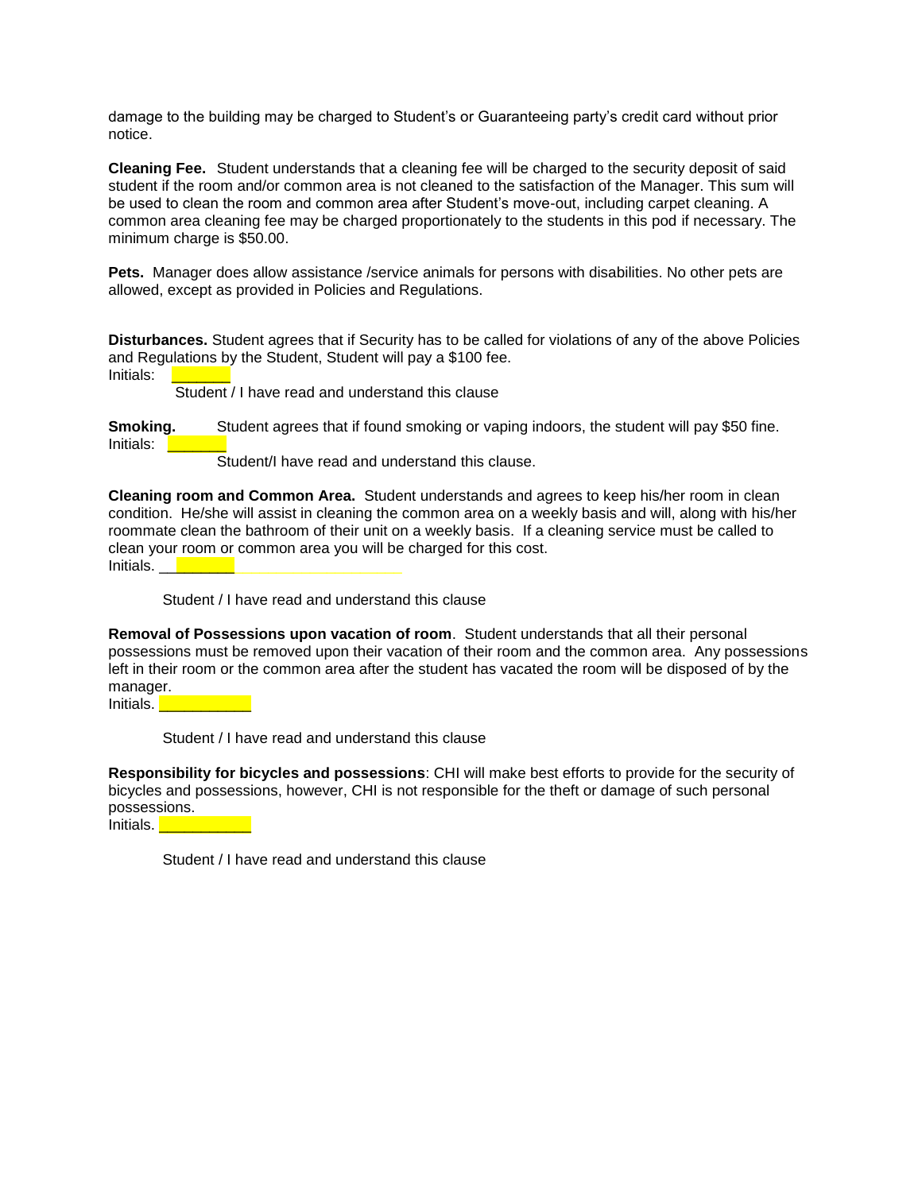damage to the building may be charged to Student's or Guaranteeing party's credit card without prior notice.

**Cleaning Fee.** Student understands that a cleaning fee will be charged to the security deposit of said student if the room and/or common area is not cleaned to the satisfaction of the Manager. This sum will be used to clean the room and common area after Student's move-out, including carpet cleaning. A common area cleaning fee may be charged proportionately to the students in this pod if necessary. The minimum charge is $50.00.

**Pets.** Manager does allow assistance /service animals for persons with disabilities. No other pets are allowed, except as provided in Policies and Regulations.

**Disturbances.** Student agrees that if Security has to be called for violations of any of the above Policies and Regulations by the Student, Student will pay a $100 fee.

Initials: _______

Student / I have read and understand this clause

**Smoking.** Student agrees that if found smoking or vaping indoors, the student will pay $50 fine.

Initials: _______

Student/I have read and understand this clause.

**Cleaning room and Common Area.** Student understands and agrees to keep his/her room in clean condition. He/she will assist in cleaning the common area on a weekly basis and will, along with his/her roommate clean the bathroom of their unit on a weekly basis. If a cleaning service must be called to clean your room or common area you will be charged for this cost.

Initials. _______

Student / I have read and understand this clause

**Removal of Possessions upon vacation of room**. Student understands that all their personal possessions must be removed upon their vacation of their room and the common area. Any possessions left in their room or the common area after the student has vacated the room will be disposed of by the manager.

Initials. ___________

Student / I have read and understand this clause

**Responsibility for bicycles and possessions**: CHI will make best efforts to provide for the security of bicycles and possessions, however, CHI is not responsible for the theft or damage of such personal possessions.

Initials. ___________

Student / I have read and understand this clause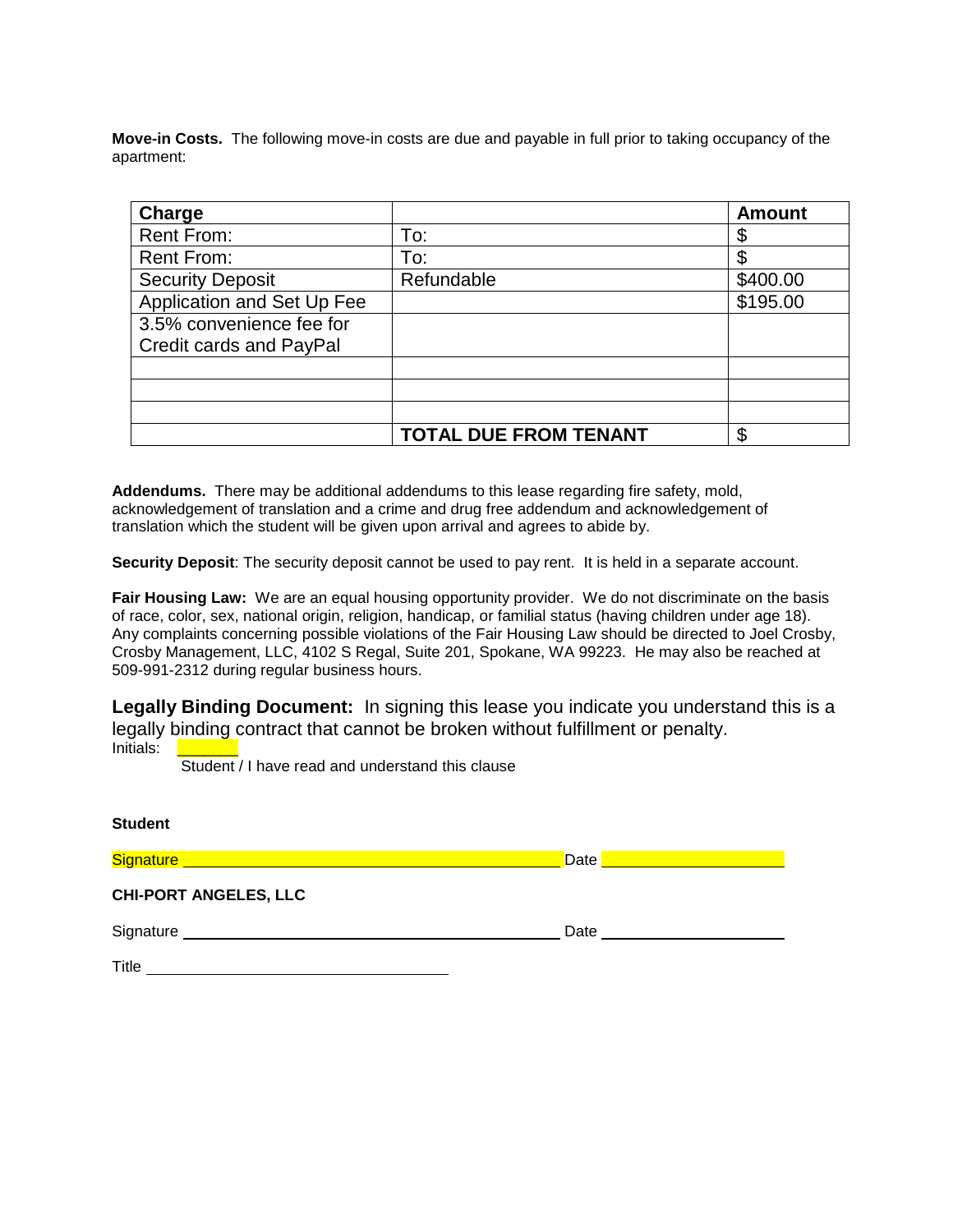**Move-in Costs.** The following move-in costs are due and payable in full prior to taking occupancy of the apartment:

| Charge | | Amount |
|---|---|---|
| Rent From: | To: | $ |
| Rent From: | To: | $ |
| Security Deposit | Refundable | $400.00 |
| Application and Set Up Fee | | $195.00 |
| 3.5% convenience fee for Credit cards and PayPal | | |
| | | |
| | | |
| | | |
| | **TOTAL DUE FROM TENANT** | $ |

**Addendums.** There may be additional addendums to this lease regarding fire safety, mold, acknowledgement of translation and a crime and drug free addendum and acknowledgement of translation which the student will be given upon arrival and agrees to abide by.

**Security Deposit**: The security deposit cannot be used to pay rent. It is held in a separate account.

**Fair Housing Law:** We are an equal housing opportunity provider. We do not discriminate on the basis of race, color, sex, national origin, religion, handicap, or familial status (having children under age 18). Any complaints concerning possible violations of the Fair Housing Law should be directed to Joel Crosby, Crosby Management, LLC, 4102 S Regal, Suite 201, Spokane, WA 99223. He may also be reached at 509-991-2312 during regular business hours.

**Legally Binding Document:** In signing this lease you indicate you understand this is a legally binding contract that cannot be broken without fulfillment or penalty.

Initials: _______

Student / I have read and understand this clause

**Student**

Signature ______________________________ Date ______________

**CHI-PORT ANGELES, LLC**

Signature ______________________________ Date ______________

Title ______________________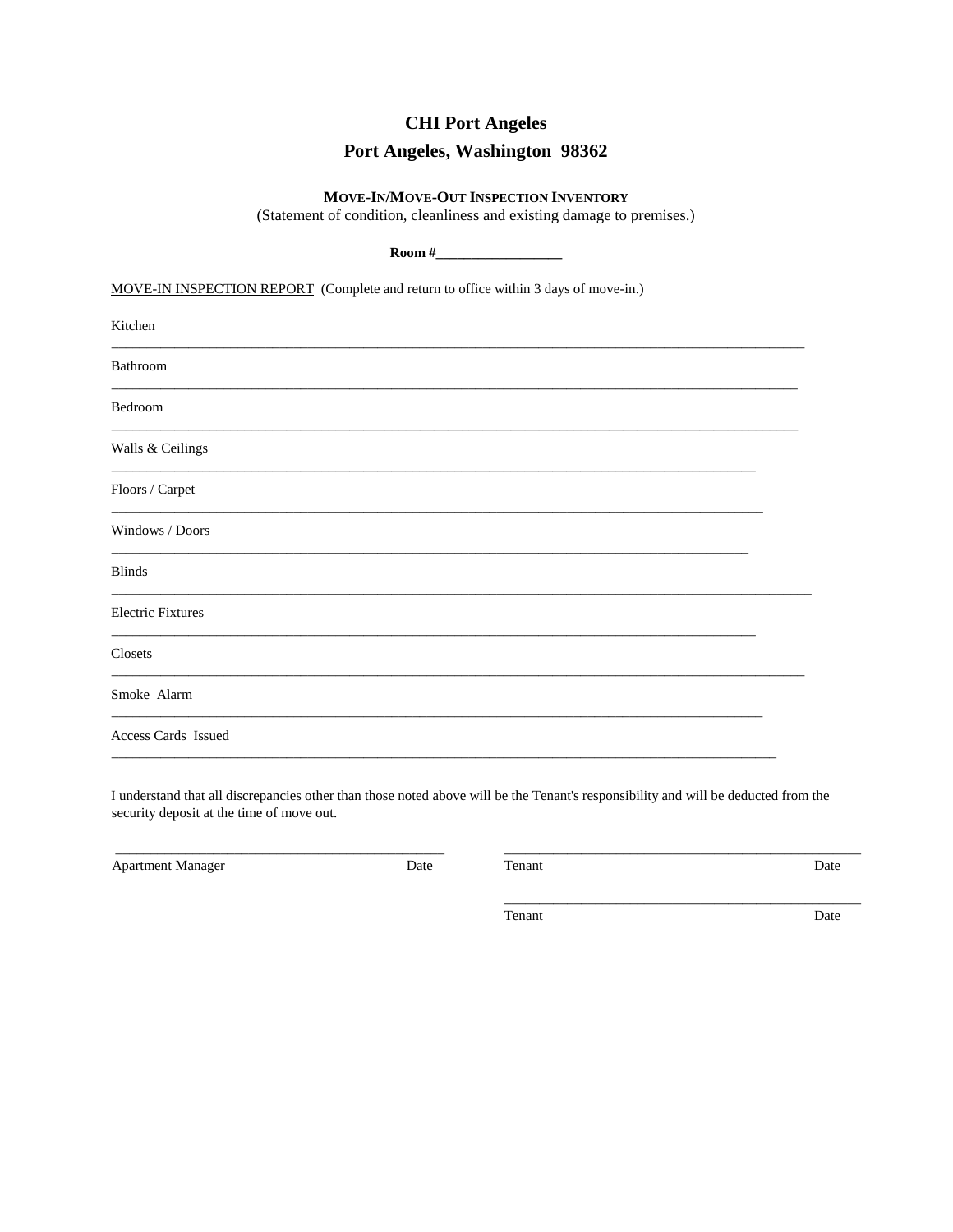# CHI Port Angeles

## Port Angeles, Washington 98362

### MOVE-IN/MOVE-OUT INSPECTION INVENTORY

(Statement of condition, cleanliness and existing damage to premises.)

**Room #__________________**

MOVE-IN INSPECTION REPORT (Complete and return to office within 3 days of move-in.)

Kitchen
_______________________________________________________________________________________________

Bathroom
_______________________________________________________________________________________________

Bedroom
_______________________________________________________________________________________________

Walls & Ceilings
_______________________________________________________________________________________________

Floors / Carpet
_______________________________________________________________________________________________

Windows / Doors
_______________________________________________________________________________________________

Blinds
_______________________________________________________________________________________________

Electric Fixtures
_______________________________________________________________________________________________

Closets
_______________________________________________________________________________________________

Smoke Alarm
_______________________________________________________________________________________________

Access Cards Issued
_______________________________________________________________________________________________

I understand that all discrepancies other than those noted above will be the Tenant's responsibility and will be deducted from the security deposit at the time of move out.

_______________________________________________ Apartment Manager Date

_______________________________________________ Tenant Date

_______________________________________________ Tenant Date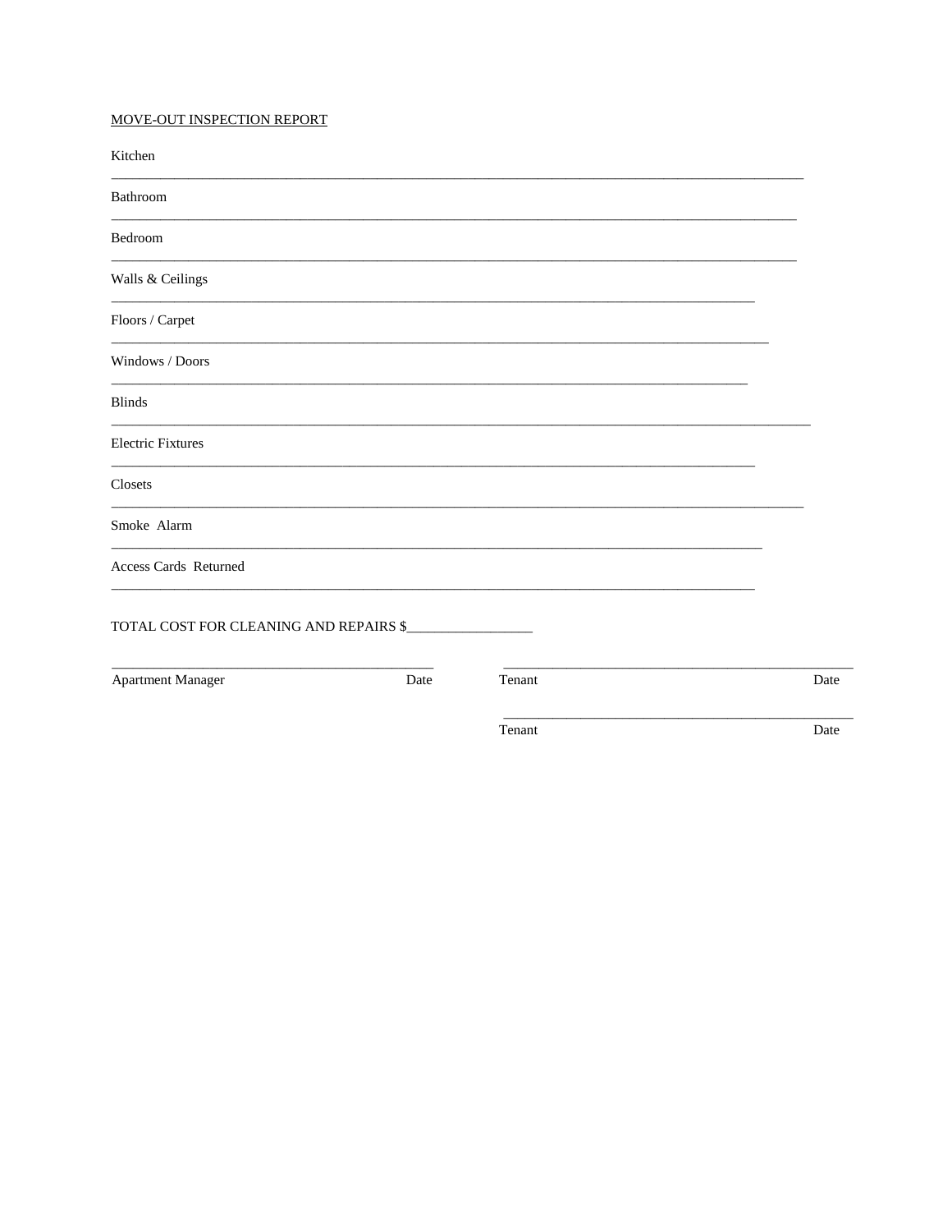MOVE-OUT INSPECTION REPORT

Kitchen

______________________________________________________________________________________________

Bathroom

______________________________________________________________________________________________

Bedroom

______________________________________________________________________________________________

Walls & Ceilings

______________________________________________________________________________________________

Floors / Carpet

______________________________________________________________________________________________

Windows / Doors

______________________________________________________________________________________________

Blinds

______________________________________________________________________________________________

Electric Fixtures

______________________________________________________________________________________________

Closets

______________________________________________________________________________________________

Smoke Alarm

______________________________________________________________________________________________

Access Cards Returned

______________________________________________________________________________________________

TOTAL COST FOR CLEANING AND REPAIRS $__________________

_______________________________________________ &nbsp;&nbsp;&nbsp;&nbsp; _______________________________________________

Apartment Manager &nbsp;&nbsp;&nbsp;&nbsp; Date &nbsp;&nbsp;&nbsp;&nbsp; Tenant &nbsp;&nbsp;&nbsp;&nbsp; Date

_______________________________________________

Tenant &nbsp;&nbsp;&nbsp;&nbsp; Date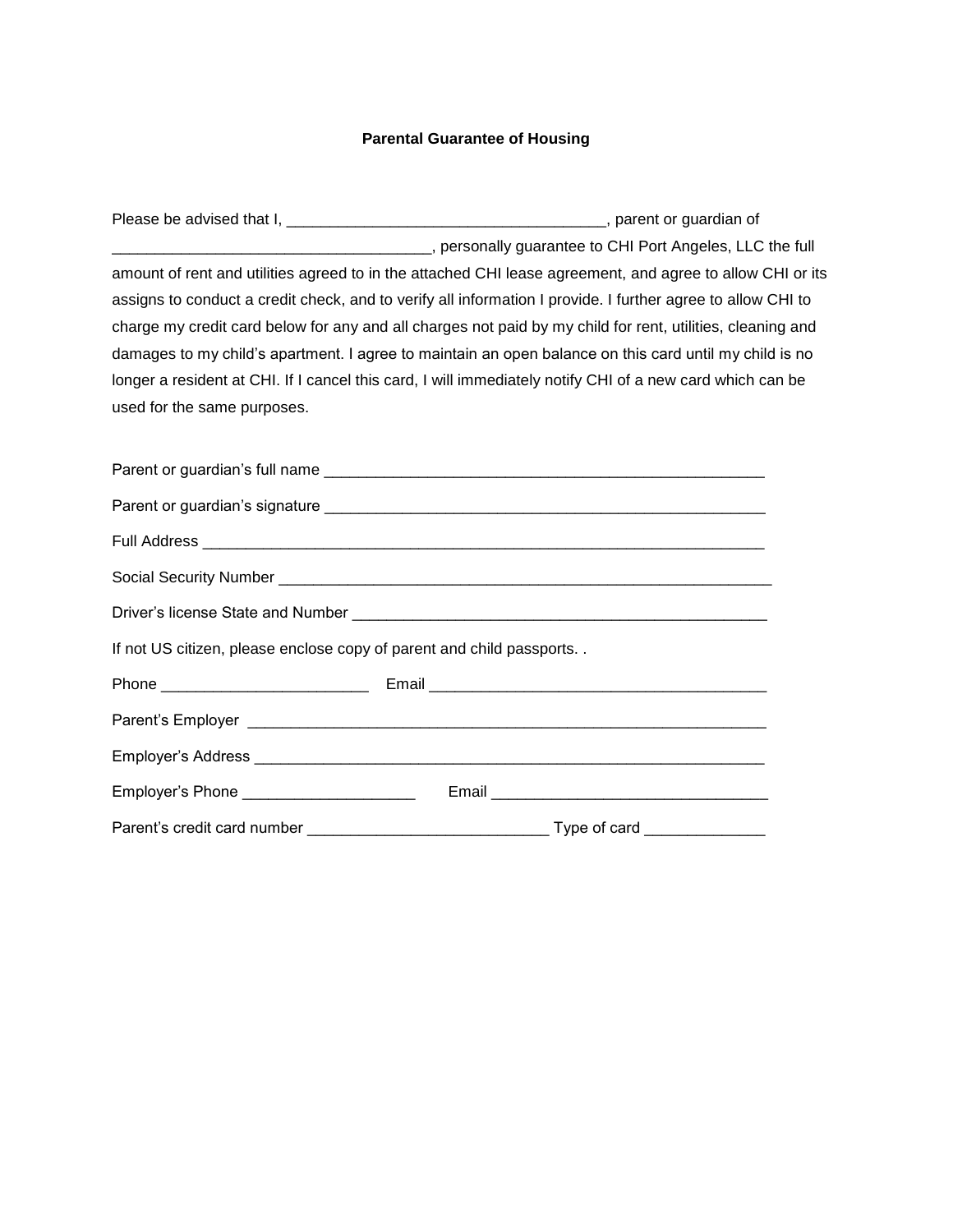# Parental Guarantee of Housing

Please be advised that I, ____________________________________, parent or guardian of ____________________________________, personally guarantee to CHI Port Angeles, LLC the full amount of rent and utilities agreed to in the attached CHI lease agreement, and agree to allow CHI or its assigns to conduct a credit check, and to verify all information I provide. I further agree to allow CHI to charge my credit card below for any and all charges not paid by my child for rent, utilities, cleaning and damages to my child's apartment. I agree to maintain an open balance on this card until my child is no longer a resident at CHI. If I cancel this card, I will immediately notify CHI of a new card which can be used for the same purposes.

Parent or guardian's full name ____________________________________________________

Parent or guardian's signature ____________________________________________________

Full Address ___________________________________________________________________

Social Security Number __________________________________________________________

Driver's license State and Number _________________________________________________

If not US citizen, please enclose copy of parent and child passports. .

Phone ________________________ Email ________________________________________

Parent's Employer ______________________________________________________________

Employer's Address _____________________________________________________________

Employer's Phone ___________________ Email ________________________________

Parent's credit card number ____________________________ Type of card ______________